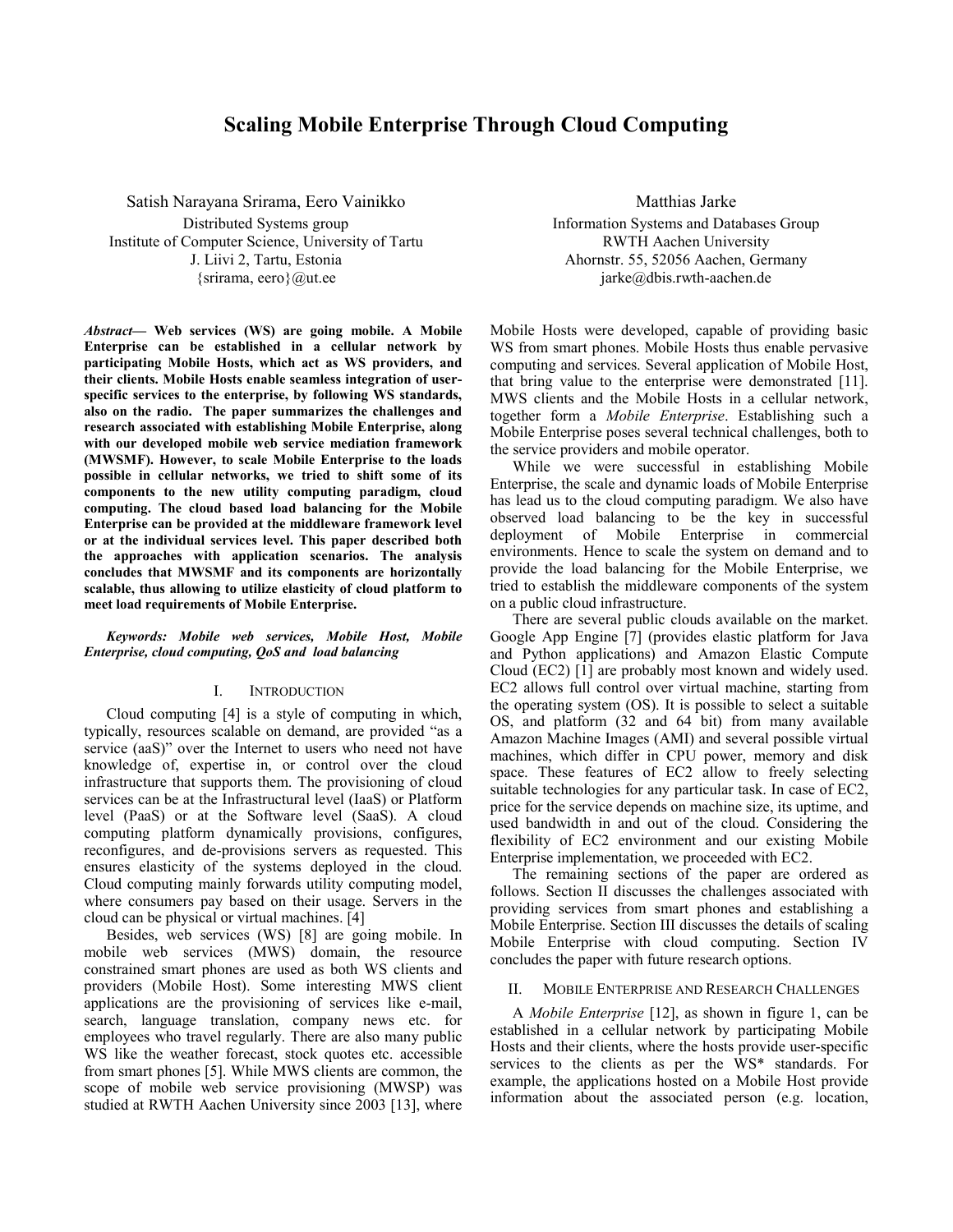# Scaling Mobile Enterprise Through Cloud Computing

Satish Narayana Srirama, Eero Vainikko
Distributed Systems group
Institute of Computer Science, University of Tartu
J. Liivi 2, Tartu, Estonia
{srirama, eero}@ut.ee

Matthias Jarke
Information Systems and Databases Group
RWTH Aachen University
Ahornstr. 55, 52056 Aachen, Germany
jarke@dbis.rwth-aachen.de

***Abstract*— Web services (WS) are going mobile. A Mobile Enterprise can be established in a cellular network by participating Mobile Hosts, which act as WS providers, and their clients. Mobile Hosts enable seamless integration of user-specific services to the enterprise, by following WS standards, also on the radio. The paper summarizes the challenges and research associated with establishing Mobile Enterprise, along with our developed mobile web service mediation framework (MWSMF). However, to scale Mobile Enterprise to the loads possible in cellular networks, we tried to shift some of its components to the new utility computing paradigm, cloud computing. The cloud based load balancing for the Mobile Enterprise can be provided at the middleware framework level or at the individual services level. This paper described both the approaches with application scenarios. The analysis concludes that MWSMF and its components are horizontally scalable, thus allowing to utilize elasticity of cloud platform to meet load requirements of Mobile Enterprise.**

***Keywords: Mobile web services, Mobile Host, Mobile Enterprise, cloud computing, QoS and load balancing***

## I. Introduction

Cloud computing [4] is a style of computing in which, typically, resources scalable on demand, are provided "as a service (aaS)" over the Internet to users who need not have knowledge of, expertise in, or control over the cloud infrastructure that supports them. The provisioning of cloud services can be at the Infrastructural level (IaaS) or Platform level (PaaS) or at the Software level (SaaS). A cloud computing platform dynamically provisions, configures, reconfigures, and de-provisions servers as requested. This ensures elasticity of the systems deployed in the cloud. Cloud computing mainly forwards utility computing model, where consumers pay based on their usage. Servers in the cloud can be physical or virtual machines. [4]

Besides, web services (WS) [8] are going mobile. In mobile web services (MWS) domain, the resource constrained smart phones are used as both WS clients and providers (Mobile Host). Some interesting MWS client applications are the provisioning of services like e-mail, search, language translation, company news etc. for employees who travel regularly. There are also many public WS like the weather forecast, stock quotes etc. accessible from smart phones [5]. While MWS clients are common, the scope of mobile web service provisioning (MWSP) was studied at RWTH Aachen University since 2003 [13], where Mobile Hosts were developed, capable of providing basic WS from smart phones. Mobile Hosts thus enable pervasive computing and services. Several application of Mobile Host, that bring value to the enterprise were demonstrated [11]. MWS clients and the Mobile Hosts in a cellular network, together form a *Mobile Enterprise*. Establishing such a Mobile Enterprise poses several technical challenges, both to the service providers and mobile operator.

While we were successful in establishing Mobile Enterprise, the scale and dynamic loads of Mobile Enterprise has lead us to the cloud computing paradigm. We also have observed load balancing to be the key in successful deployment of Mobile Enterprise in commercial environments. Hence to scale the system on demand and to provide the load balancing for the Mobile Enterprise, we tried to establish the middleware components of the system on a public cloud infrastructure.

There are several public clouds available on the market. Google App Engine [7] (provides elastic platform for Java and Python applications) and Amazon Elastic Compute Cloud (EC2) [1] are probably most known and widely used. EC2 allows full control over virtual machine, starting from the operating system (OS). It is possible to select a suitable OS, and platform (32 and 64 bit) from many available Amazon Machine Images (AMI) and several possible virtual machines, which differ in CPU power, memory and disk space. These features of EC2 allow to freely selecting suitable technologies for any particular task. In case of EC2, price for the service depends on machine size, its uptime, and used bandwidth in and out of the cloud. Considering the flexibility of EC2 environment and our existing Mobile Enterprise implementation, we proceeded with EC2.

The remaining sections of the paper are ordered as follows. Section II discusses the challenges associated with providing services from smart phones and establishing a Mobile Enterprise. Section III discusses the details of scaling Mobile Enterprise with cloud computing. Section IV concludes the paper with future research options.

## II. Mobile Enterprise and Research Challenges

A *Mobile Enterprise* [12], as shown in figure 1, can be established in a cellular network by participating Mobile Hosts and their clients, where the hosts provide user-specific services to the clients as per the WS* standards. For example, the applications hosted on a Mobile Host provide information about the associated person (e.g. location,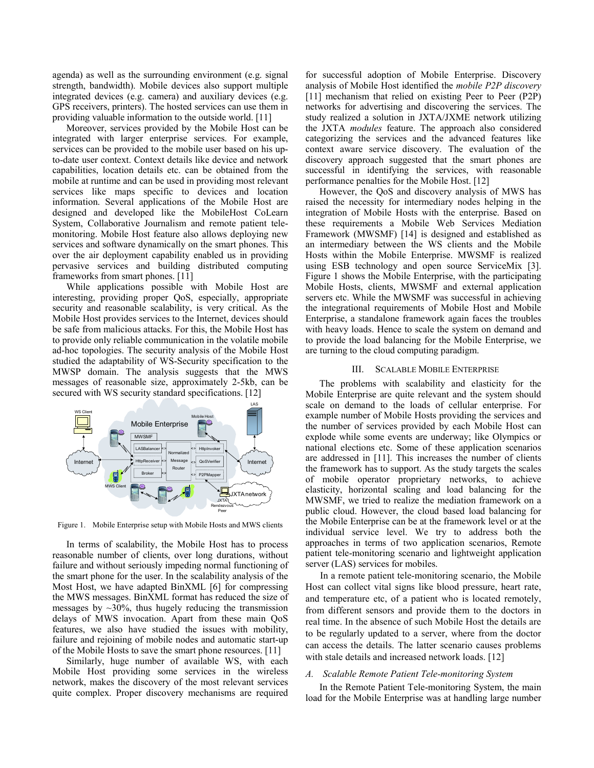agenda) as well as the surrounding environment (e.g. signal strength, bandwidth). Mobile devices also support multiple integrated devices (e.g. camera) and auxiliary devices (e.g. GPS receivers, printers). The hosted services can use them in providing valuable information to the outside world. [11]

Moreover, services provided by the Mobile Host can be integrated with larger enterprise services. For example, services can be provided to the mobile user based on his up-to-date user context. Context details like device and network capabilities, location details etc. can be obtained from the mobile at runtime and can be used in providing most relevant services like maps specific to devices and location information. Several applications of the Mobile Host are designed and developed like the MobileHost CoLearn System, Collaborative Journalism and remote patient tele-monitoring. Mobile Host feature also allows deploying new services and software dynamically on the smart phones. This over the air deployment capability enabled us in providing pervasive services and building distributed computing frameworks from smart phones. [11]

While applications possible with Mobile Host are interesting, providing proper QoS, especially, appropriate security and reasonable scalability, is very critical. As the Mobile Host provides services to the Internet, devices should be safe from malicious attacks. For this, the Mobile Host has to provide only reliable communication in the volatile mobile ad-hoc topologies. The security analysis of the Mobile Host studied the adaptability of WS-Security specification to the MWSP domain. The analysis suggests that the MWS messages of reasonable size, approximately 2-5kb, can be secured with WS security standard specifications. [12]

Figure 1. Mobile Enterprise setup with Mobile Hosts and MWS clients

In terms of scalability, the Mobile Host has to process reasonable number of clients, over long durations, without failure and without seriously impeding normal functioning of the smart phone for the user. In the scalability analysis of the Most Host, we have adapted BinXML [6] for compressing the MWS messages. BinXML format has reduced the size of messages by ~30%, thus hugely reducing the transmission delays of MWS invocation. Apart from these main QoS features, we also have studied the issues with mobility, failure and rejoining of mobile nodes and automatic start-up of the Mobile Hosts to save the smart phone resources. [11]

Similarly, huge number of available WS, with each Mobile Host providing some services in the wireless network, makes the discovery of the most relevant services quite complex. Proper discovery mechanisms are required for successful adoption of Mobile Enterprise. Discovery analysis of Mobile Host identified the *mobile P2P discovery* [11] mechanism that relied on existing Peer to Peer (P2P) networks for advertising and discovering the services. The study realized a solution in JXTA/JXME network utilizing the JXTA *modules* feature. The approach also considered categorizing the services and the advanced features like context aware service discovery. The evaluation of the discovery approach suggested that the smart phones are successful in identifying the services, with reasonable performance penalties for the Mobile Host. [12]

However, the QoS and discovery analysis of MWS has raised the necessity for intermediary nodes helping in the integration of Mobile Hosts with the enterprise. Based on these requirements a Mobile Web Services Mediation Framework (MWSMF) [14] is designed and established as an intermediary between the WS clients and the Mobile Hosts within the Mobile Enterprise. MWSMF is realized using ESB technology and open source ServiceMix [3]. Figure 1 shows the Mobile Enterprise, with the participating Mobile Hosts, clients, MWSMF and external application servers etc. While the MWSMF was successful in achieving the integrational requirements of Mobile Host and Mobile Enterprise, a standalone framework again faces the troubles with heavy loads. Hence to scale the system on demand and to provide the load balancing for the Mobile Enterprise, we are turning to the cloud computing paradigm.

## III. SCALABLE MOBILE ENTERPRISE

The problems with scalability and elasticity for the Mobile Enterprise are quite relevant and the system should scale on demand to the loads of cellular enterprise. For example number of Mobile Hosts providing the services and the number of services provided by each Mobile Host can explode while some events are underway; like Olympics or national elections etc. Some of these application scenarios are addressed in [11]. This increases the number of clients the framework has to support. As the study targets the scales of mobile operator proprietary networks, to achieve elasticity, horizontal scaling and load balancing for the MWSMF, we tried to realize the mediation framework on a public cloud. However, the cloud based load balancing for the Mobile Enterprise can be at the framework level or at the individual service level. We try to address both the approaches in terms of two application scenarios, Remote patient tele-monitoring scenario and lightweight application server (LAS) services for mobiles.

In a remote patient tele-monitoring scenario, the Mobile Host can collect vital signs like blood pressure, heart rate, and temperature etc, of a patient who is located remotely, from different sensors and provide them to the doctors in real time. In the absence of such Mobile Host the details are to be regularly updated to a server, where from the doctor can access the details. The latter scenario causes problems with stale details and increased network loads. [12]

### A. Scalable Remote Patient Tele-monitoring System

In the Remote Patient Tele-monitoring System, the main load for the Mobile Enterprise was at handling large number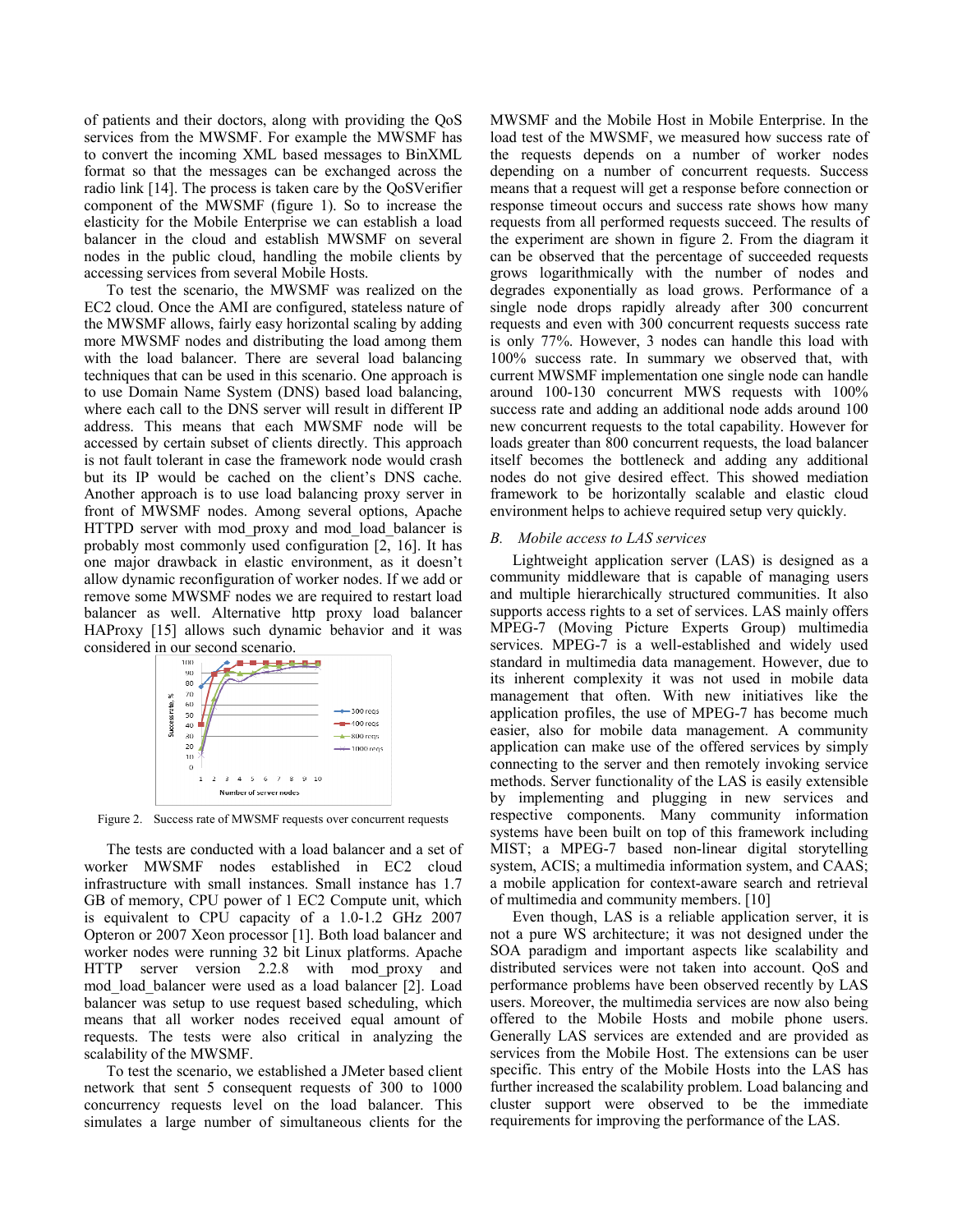of patients and their doctors, along with providing the QoS services from the MWSMF. For example the MWSMF has to convert the incoming XML based messages to BinXML format so that the messages can be exchanged across the radio link [14]. The process is taken care by the QoSVerifier component of the MWSMF (figure 1). So to increase the elasticity for the Mobile Enterprise we can establish a load balancer in the cloud and establish MWSMF on several nodes in the public cloud, handling the mobile clients by accessing services from several Mobile Hosts.

To test the scenario, the MWSMF was realized on the EC2 cloud. Once the AMI are configured, stateless nature of the MWSMF allows, fairly easy horizontal scaling by adding more MWSMF nodes and distributing the load among them with the load balancer. There are several load balancing techniques that can be used in this scenario. One approach is to use Domain Name System (DNS) based load balancing, where each call to the DNS server will result in different IP address. This means that each MWSMF node will be accessed by certain subset of clients directly. This approach is not fault tolerant in case the framework node would crash but its IP would be cached on the client's DNS cache. Another approach is to use load balancing proxy server in front of MWSMF nodes. Among several options, Apache HTTPD server with mod_proxy and mod_load_balancer is probably most commonly used configuration [2, 16]. It has one major drawback in elastic environment, as it doesn't allow dynamic reconfiguration of worker nodes. If we add or remove some MWSMF nodes we are required to restart load balancer as well. Alternative http proxy load balancer HAProxy [15] allows such dynamic behavior and it was considered in our second scenario.

Figure 2. Success rate of MWSMF requests over concurrent requests

The tests are conducted with a load balancer and a set of worker MWSMF nodes established in EC2 cloud infrastructure with small instances. Small instance has 1.7 GB of memory, CPU power of 1 EC2 Compute unit, which is equivalent to CPU capacity of a 1.0-1.2 GHz 2007 Opteron or 2007 Xeon processor [1]. Both load balancer and worker nodes were running 32 bit Linux platforms. Apache HTTP server version 2.2.8 with mod_proxy and mod_load_balancer were used as a load balancer [2]. Load balancer was setup to use request based scheduling, which means that all worker nodes received equal amount of requests. The tests were also critical in analyzing the scalability of the MWSMF.

To test the scenario, we established a JMeter based client network that sent 5 consequent requests of 300 to 1000 concurrency requests level on the load balancer. This simulates a large number of simultaneous clients for the MWSMF and the Mobile Host in Mobile Enterprise. In the load test of the MWSMF, we measured how success rate of the requests depends on a number of worker nodes depending on a number of concurrent requests. Success means that a request will get a response before connection or response timeout occurs and success rate shows how many requests from all performed requests succeed. The results of the experiment are shown in figure 2. From the diagram it can be observed that the percentage of succeeded requests grows logarithmically with the number of nodes and degrades exponentially as load grows. Performance of a single node drops rapidly already after 300 concurrent requests and even with 300 concurrent requests success rate is only 77%. However, 3 nodes can handle this load with 100% success rate. In summary we observed that, with current MWSMF implementation one single node can handle around 100-130 concurrent MWS requests with 100% success rate and adding an additional node adds around 100 new concurrent requests to the total capability. However for loads greater than 800 concurrent requests, the load balancer itself becomes the bottleneck and adding any additional nodes do not give desired effect. This showed mediation framework to be horizontally scalable and elastic cloud environment helps to achieve required setup very quickly.

### B. Mobile access to LAS services

Lightweight application server (LAS) is designed as a community middleware that is capable of managing users and multiple hierarchically structured communities. It also supports access rights to a set of services. LAS mainly offers MPEG-7 (Moving Picture Experts Group) multimedia services. MPEG-7 is a well-established and widely used standard in multimedia data management. However, due to its inherent complexity it was not used in mobile data management that often. With new initiatives like the application profiles, the use of MPEG-7 has become much easier, also for mobile data management. A community application can make use of the offered services by simply connecting to the server and then remotely invoking service methods. Server functionality of the LAS is easily extensible by implementing and plugging in new services and respective components. Many community information systems have been built on top of this framework including MIST; a MPEG-7 based non-linear digital storytelling system, ACIS; a multimedia information system, and CAAS; a mobile application for context-aware search and retrieval of multimedia and community members. [10]

Even though, LAS is a reliable application server, it is not a pure WS architecture; it was not designed under the SOA paradigm and important aspects like scalability and distributed services were not taken into account. QoS and performance problems have been observed recently by LAS users. Moreover, the multimedia services are now also being offered to the Mobile Hosts and mobile phone users. Generally LAS services are extended and are provided as services from the Mobile Host. The extensions can be user specific. This entry of the Mobile Hosts into the LAS has further increased the scalability problem. Load balancing and cluster support were observed to be the immediate requirements for improving the performance of the LAS.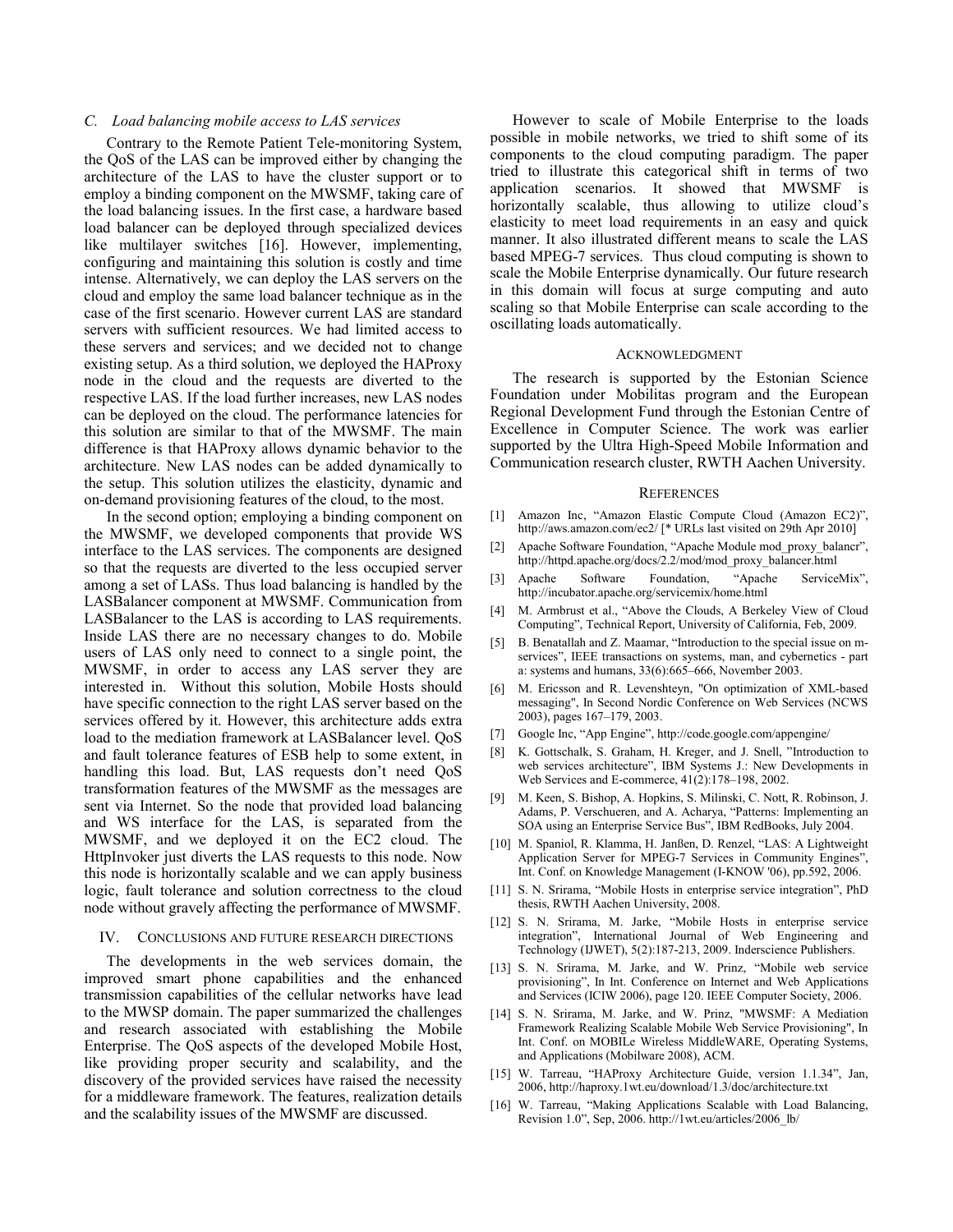### C. Load balancing mobile access to LAS services

Contrary to the Remote Patient Tele-monitoring System, the QoS of the LAS can be improved either by changing the architecture of the LAS to have the cluster support or to employ a binding component on the MWSMF, taking care of the load balancing issues. In the first case, a hardware based load balancer can be deployed through specialized devices like multilayer switches [16]. However, implementing, configuring and maintaining this solution is costly and time intense. Alternatively, we can deploy the LAS servers on the cloud and employ the same load balancer technique as in the case of the first scenario. However current LAS are standard servers with sufficient resources. We had limited access to these servers and services; and we decided not to change existing setup. As a third solution, we deployed the HAProxy node in the cloud and the requests are diverted to the respective LAS. If the load further increases, new LAS nodes can be deployed on the cloud. The performance latencies for this solution are similar to that of the MWSMF. The main difference is that HAProxy allows dynamic behavior to the architecture. New LAS nodes can be added dynamically to the setup. This solution utilizes the elasticity, dynamic and on-demand provisioning features of the cloud, to the most.

In the second option; employing a binding component on the MWSMF, we developed components that provide WS interface to the LAS services. The components are designed so that the requests are diverted to the less occupied server among a set of LASs. Thus load balancing is handled by the LASBalancer component at MWSMF. Communication from LASBalancer to the LAS is according to LAS requirements. Inside LAS there are no necessary changes to do. Mobile users of LAS only need to connect to a single point, the MWSMF, in order to access any LAS server they are interested in. Without this solution, Mobile Hosts should have specific connection to the right LAS server based on the services offered by it. However, this architecture adds extra load to the mediation framework at LASBalancer level. QoS and fault tolerance features of ESB help to some extent, in handling this load. But, LAS requests don't need QoS transformation features of the MWSMF as the messages are sent via Internet. So the node that provided load balancing and WS interface for the LAS, is separated from the MWSMF, and we deployed it on the EC2 cloud. The HttpInvoker just diverts the LAS requests to this node. Now this node is horizontally scalable and we can apply business logic, fault tolerance and solution correctness to the cloud node without gravely affecting the performance of MWSMF.

## IV. Conclusions and future research directions

The developments in the web services domain, the improved smart phone capabilities and the enhanced transmission capabilities of the cellular networks have lead to the MWSP domain. The paper summarized the challenges and research associated with establishing the Mobile Enterprise. The QoS aspects of the developed Mobile Host, like providing proper security and scalability, and the discovery of the provided services have raised the necessity for a middleware framework. The features, realization details and the scalability issues of the MWSMF are discussed.

However to scale of Mobile Enterprise to the loads possible in mobile networks, we tried to shift some of its components to the cloud computing paradigm. The paper tried to illustrate this categorical shift in terms of two application scenarios. It showed that MWSMF is horizontally scalable, thus allowing to utilize cloud's elasticity to meet load requirements in an easy and quick manner. It also illustrated different means to scale the LAS based MPEG-7 services. Thus cloud computing is shown to scale the Mobile Enterprise dynamically. Our future research in this domain will focus at surge computing and auto scaling so that Mobile Enterprise can scale according to the oscillating loads automatically.

## Acknowledgment

The research is supported by the Estonian Science Foundation under Mobilitas program and the European Regional Development Fund through the Estonian Centre of Excellence in Computer Science. The work was earlier supported by the Ultra High-Speed Mobile Information and Communication research cluster, RWTH Aachen University.

## References

[1] Amazon Inc, "Amazon Elastic Compute Cloud (Amazon EC2)", http://aws.amazon.com/ec2/ [* URLs last visited on 29th Apr 2010]

[2] Apache Software Foundation, "Apache Module mod_proxy_balancr", http://httpd.apache.org/docs/2.2/mod/mod_proxy_balancer.html

[3] Apache Software Foundation, "Apache ServiceMix", http://incubator.apache.org/servicemix/home.html

[4] M. Armbrust et al., "Above the Clouds, A Berkeley View of Cloud Computing", Technical Report, University of California, Feb, 2009.

[5] B. Benatallah and Z. Maamar, "Introduction to the special issue on m-services", IEEE transactions on systems, man, and cybernetics - part a: systems and humans, 33(6):665–666, November 2003.

[6] M. Ericsson and R. Levenshteyn, "On optimization of XML-based messaging", In Second Nordic Conference on Web Services (NCWS 2003), pages 167–179, 2003.

[7] Google Inc, "App Engine", http://code.google.com/appengine/

[8] K. Gottschalk, S. Graham, H. Kreger, and J. Snell, "Introduction to web services architecture", IBM Systems J.: New Developments in Web Services and E-commerce, 41(2):178–198, 2002.

[9] M. Keen, S. Bishop, A. Hopkins, S. Milinski, C. Nott, R. Robinson, J. Adams, P. Verschueren, and A. Acharya, "Patterns: Implementing an SOA using an Enterprise Service Bus", IBM RedBooks, July 2004.

[10] M. Spaniol, R. Klamma, H. Janßen, D. Renzel, "LAS: A Lightweight Application Server for MPEG-7 Services in Community Engines", Int. Conf. on Knowledge Management (I-KNOW '06), pp.592, 2006.

[11] S. N. Srirama, "Mobile Hosts in enterprise service integration", PhD thesis, RWTH Aachen University, 2008.

[12] S. N. Srirama, M. Jarke, "Mobile Hosts in enterprise service integration", International Journal of Web Engineering and Technology (IJWET), 5(2):187-213, 2009. Inderscience Publishers.

[13] S. N. Srirama, M. Jarke, and W. Prinz, "Mobile web service provisioning", In Int. Conference on Internet and Web Applications and Services (ICIW 2006), page 120. IEEE Computer Society, 2006.

[14] S. N. Srirama, M. Jarke, and W. Prinz, "MWSMF: A Mediation Framework Realizing Scalable Mobile Web Service Provisioning", In Int. Conf. on MOBILe Wireless MiddleWARE, Operating Systems, and Applications (Mobilware 2008), ACM.

[15] W. Tarreau, "HAProxy Architecture Guide, version 1.1.34", Jan, 2006, http://haproxy.1wt.eu/download/1.3/doc/architecture.txt

[16] W. Tarreau, "Making Applications Scalable with Load Balancing, Revision 1.0", Sep, 2006. http://1wt.eu/articles/2006_lb/